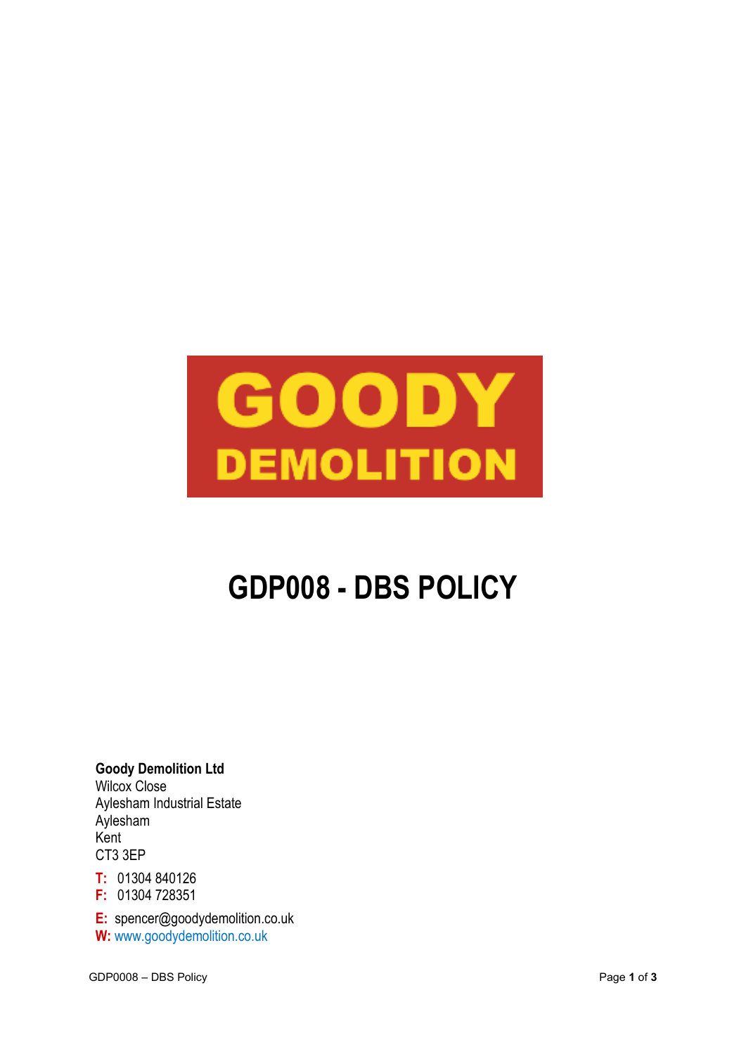GOODY
DEMOLITION

# GDP008 - DBS POLICY

**Goody Demolition Ltd**
Wilcox Close
Aylesham Industrial Estate
Aylesham
Kent
CT3 3EP

**T:** 01304 840126
**F:** 01304 728351

**E:** spencer@goodydemolition.co.uk
**W:** www.goodydemolition.co.uk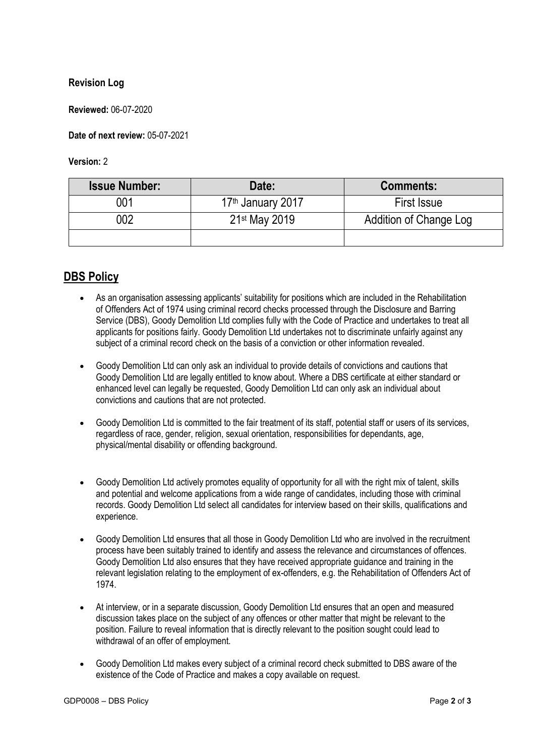**Revision Log**

**Reviewed:** 06-07-2020

**Date of next review:** 05-07-2021

**Version:** 2

| Issue Number: | Date: | Comments: |
|---|---|---|
| 001 | 17th January 2017 | First Issue |
| 002 | 21st May 2019 | Addition of Change Log |
| | | |

## DBS Policy

- As an organisation assessing applicants' suitability for positions which are included in the Rehabilitation of Offenders Act of 1974 using criminal record checks processed through the Disclosure and Barring Service (DBS), Goody Demolition Ltd complies fully with the Code of Practice and undertakes to treat all applicants for positions fairly. Goody Demolition Ltd undertakes not to discriminate unfairly against any subject of a criminal record check on the basis of a conviction or other information revealed.

- Goody Demolition Ltd can only ask an individual to provide details of convictions and cautions that Goody Demolition Ltd are legally entitled to know about. Where a DBS certificate at either standard or enhanced level can legally be requested, Goody Demolition Ltd can only ask an individual about convictions and cautions that are not protected.

- Goody Demolition Ltd is committed to the fair treatment of its staff, potential staff or users of its services, regardless of race, gender, religion, sexual orientation, responsibilities for dependants, age, physical/mental disability or offending background.

- Goody Demolition Ltd actively promotes equality of opportunity for all with the right mix of talent, skills and potential and welcome applications from a wide range of candidates, including those with criminal records. Goody Demolition Ltd select all candidates for interview based on their skills, qualifications and experience.

- Goody Demolition Ltd ensures that all those in Goody Demolition Ltd who are involved in the recruitment process have been suitably trained to identify and assess the relevance and circumstances of offences. Goody Demolition Ltd also ensures that they have received appropriate guidance and training in the relevant legislation relating to the employment of ex-offenders, e.g. the Rehabilitation of Offenders Act of 1974.

- At interview, or in a separate discussion, Goody Demolition Ltd ensures that an open and measured discussion takes place on the subject of any offences or other matter that might be relevant to the position. Failure to reveal information that is directly relevant to the position sought could lead to withdrawal of an offer of employment.

- Goody Demolition Ltd makes every subject of a criminal record check submitted to DBS aware of the existence of the Code of Practice and makes a copy available on request.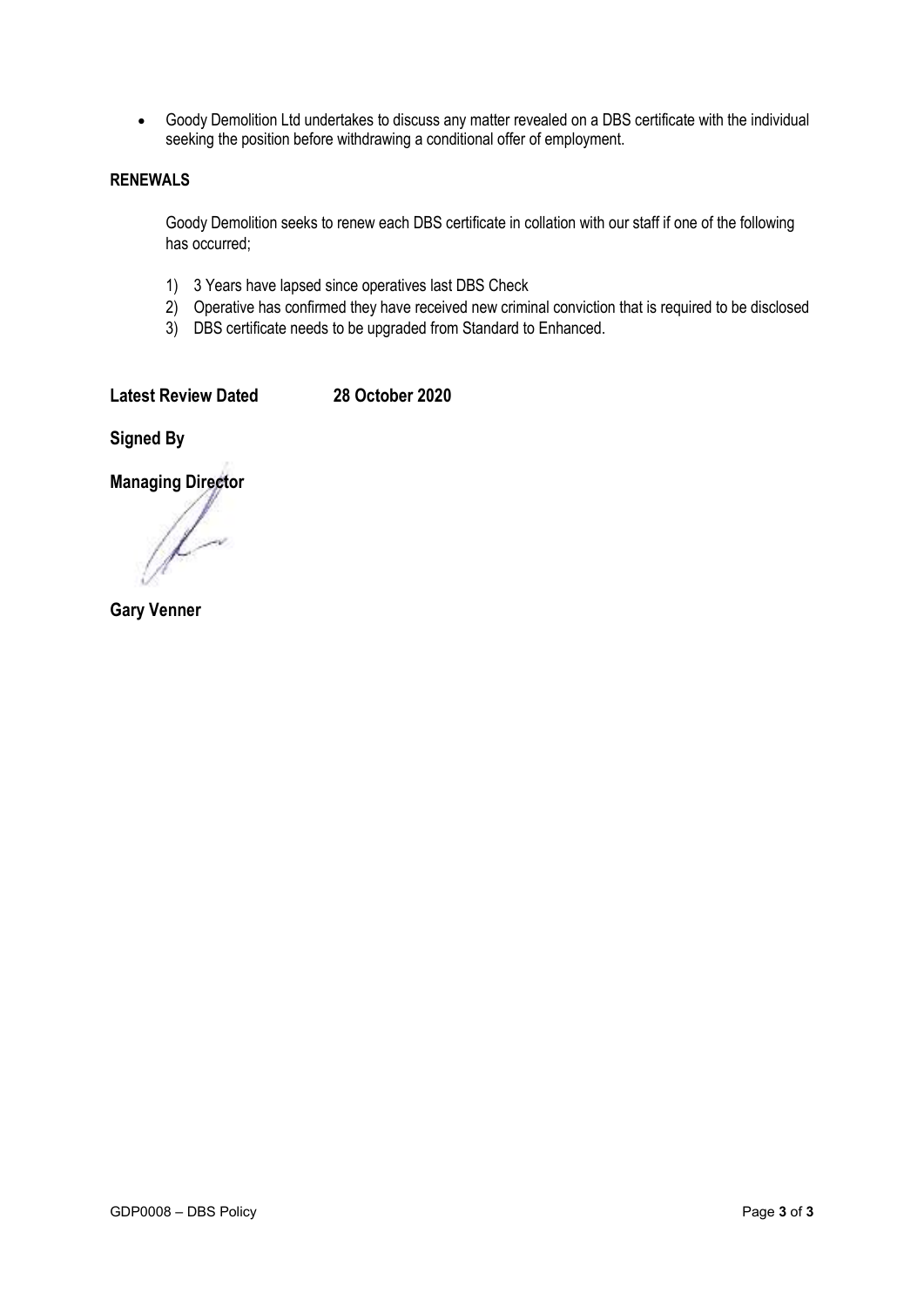- Goody Demolition Ltd undertakes to discuss any matter revealed on a DBS certificate with the individual seeking the position before withdrawing a conditional offer of employment.

**RENEWALS**

Goody Demolition seeks to renew each DBS certificate in collation with our staff if one of the following has occurred;

1) 3 Years have lapsed since operatives last DBS Check
2) Operative has confirmed they have received new criminal conviction that is required to be disclosed
3) DBS certificate needs to be upgraded from Standard to Enhanced.

**Latest Review Dated 28 October 2020**

**Signed By**

**Managing Director**

**Gary Venner**